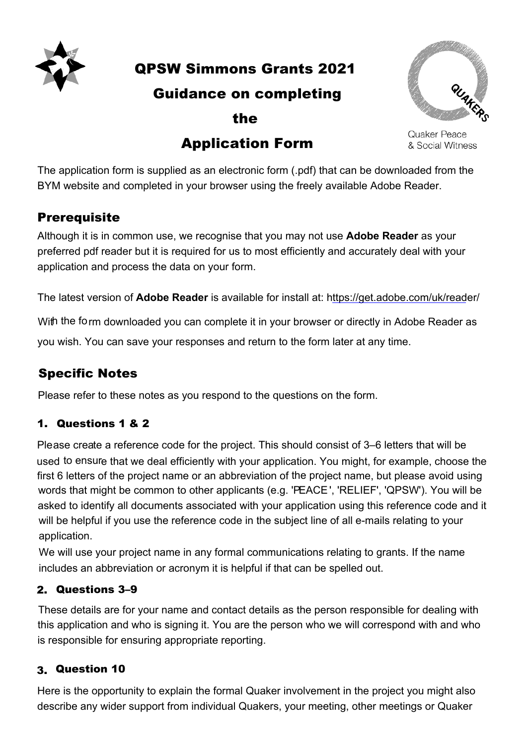# QPSW Simmons Grants 2021

# Guidance on completing the Application Form

Quaker Peace & Social Witness

The application form is supplied as an electronic form (.pdf) that can be downloaded from the BYM website and completed in your browser using the freely available Adobe Reader.

## Prerequisite

Although it is in common use, we recognise that you may not use **Adobe Reader** as your preferred pdf reader but it is required for us to most efficiently and accurately deal with your application and process the data on your form.

The latest version of **Adobe Reader** is available for install at: https://get.adobe.com/uk/reader/

With the form downloaded you can complete it in your browser or directly in Adobe Reader as you wish. You can save your responses and return to the form later at any time.

## Specific Notes

Please refer to these notes as you respond to the questions on the form.

### 1. Questions 1 & 2

Please create a reference code for the project. This should consist of 3–6 letters that will be used to ensure that we deal efficiently with your application. You might, for example, choose the first 6 letters of the project name or an abbreviation of the project name, but please avoid using words that might be common to other applicants (e.g. 'PEACE', 'RELIEF', 'QPSW'). You will be asked to identify all documents associated with your application using this reference code and it will be helpful if you use the reference code in the subject line of all e-mails relating to your application.

We will use your project name in any formal communications relating to grants. If the name includes an abbreviation or acronym it is helpful if that can be spelled out.

### 2. Questions 3–9

These details are for your name and contact details as the person responsible for dealing with this application and who is signing it. You are the person who we will correspond with and who is responsible for ensuring appropriate reporting.

### 3. Question 10

Here is the opportunity to explain the formal Quaker involvement in the project you might also describe any wider support from individual Quakers, your meeting, other meetings or Quaker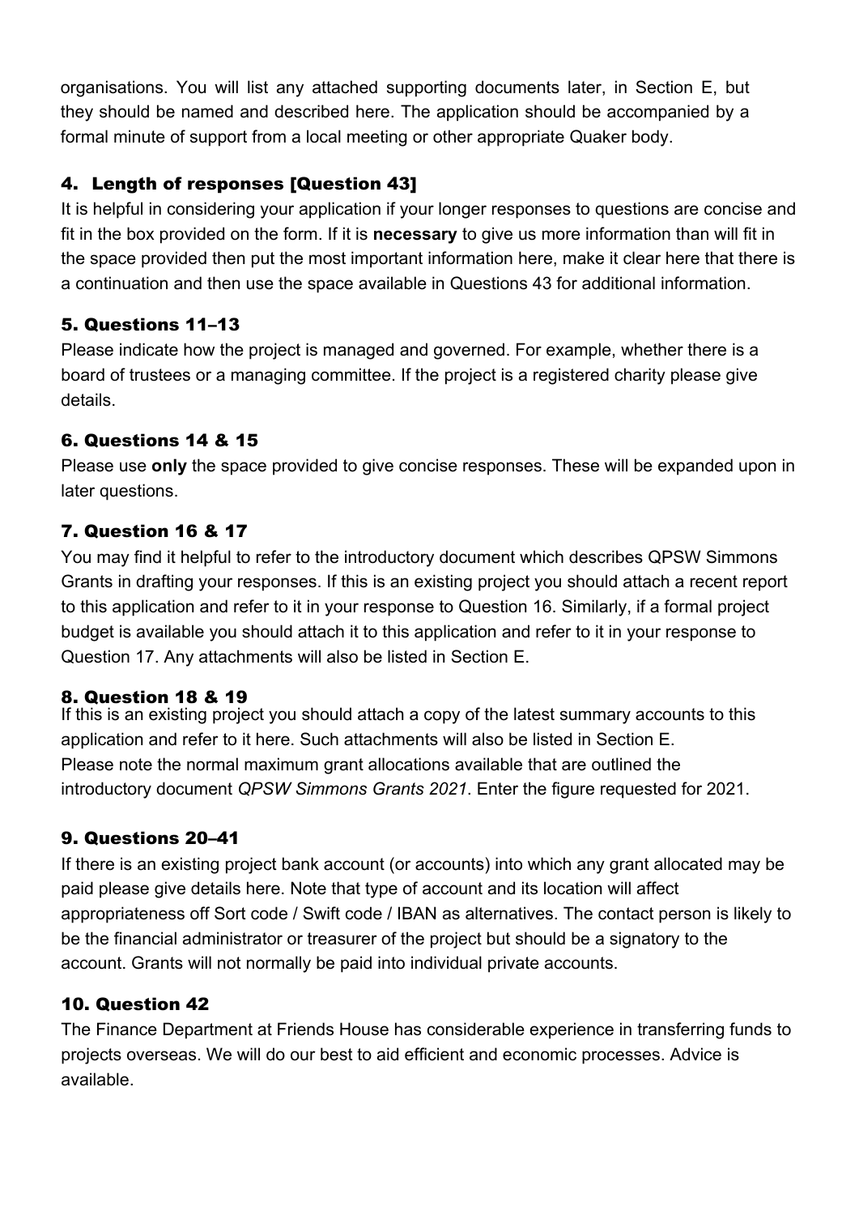organisations. You will list any attached supporting documents later, in Section E, but they should be named and described here. The application should be accompanied by a formal minute of support from a local meeting or other appropriate Quaker body.

### 4. Length of responses [Question 43]

It is helpful in considering your application if your longer responses to questions are concise and fit in the box provided on the form. If it is **necessary** to give us more information than will fit in the space provided then put the most important information here, make it clear here that there is a continuation and then use the space available in Questions 43 for additional information.

### 5. Questions 11–13

Please indicate how the project is managed and governed. For example, whether there is a board of trustees or a managing committee. If the project is a registered charity please give details.

### 6. Questions 14 & 15

Please use **only** the space provided to give concise responses. These will be expanded upon in later questions.

### 7. Question 16 & 17

You may find it helpful to refer to the introductory document which describes QPSW Simmons Grants in drafting your responses. If this is an existing project you should attach a recent report to this application and refer to it in your response to Question 16. Similarly, if a formal project budget is available you should attach it to this application and refer to it in your response to Question 17. Any attachments will also be listed in Section E.

### 8. Question 18 & 19

If this is an existing project you should attach a copy of the latest summary accounts to this application and refer to it here. Such attachments will also be listed in Section E.
Please note the normal maximum grant allocations available that are outlined the introductory document *QPSW Simmons Grants 2021*. Enter the figure requested for 2021.

### 9. Questions 20–41

If there is an existing project bank account (or accounts) into which any grant allocated may be paid please give details here. Note that type of account and its location will affect appropriateness off Sort code / Swift code / IBAN as alternatives. The contact person is likely to be the financial administrator or treasurer of the project but should be a signatory to the account. Grants will not normally be paid into individual private accounts.

### 10. Question 42

The Finance Department at Friends House has considerable experience in transferring funds to projects overseas. We will do our best to aid efficient and economic processes. Advice is available.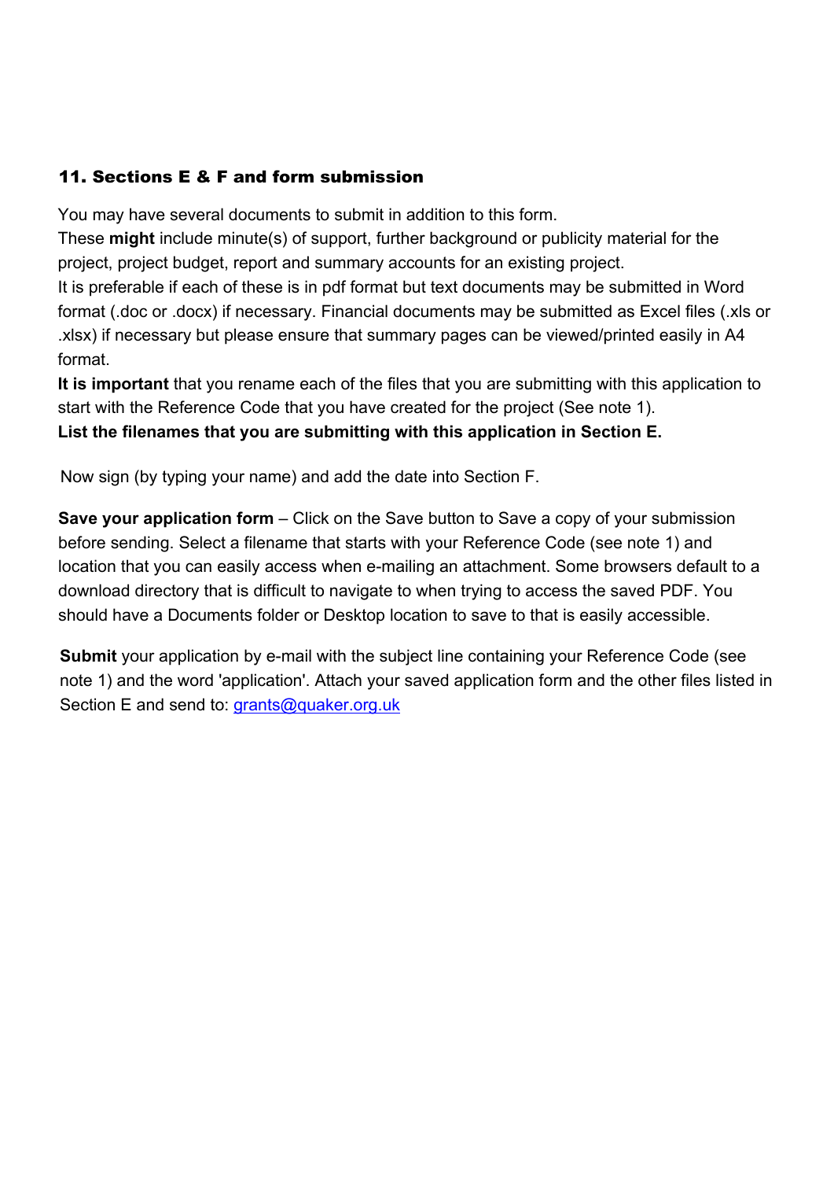### 11. Sections E & F and form submission

You may have several documents to submit in addition to this form.
These **might** include minute(s) of support, further background or publicity material for the project, project budget, report and summary accounts for an existing project.
It is preferable if each of these is in pdf format but text documents may be submitted in Word format (.doc or .docx) if necessary. Financial documents may be submitted as Excel files (.xls or .xlsx) if necessary but please ensure that summary pages can be viewed/printed easily in A4 format.
**It is important** that you rename each of the files that you are submitting with this application to start with the Reference Code that you have created for the project (See note 1).
**List the filenames that you are submitting with this application in Section E.**

Now sign (by typing your name) and add the date into Section F.

**Save your application form** – Click on the Save button to Save a copy of your submission before sending. Select a filename that starts with your Reference Code (see note 1) and location that you can easily access when e-mailing an attachment. Some browsers default to a download directory that is difficult to navigate to when trying to access the saved PDF. You should have a Documents folder or Desktop location to save to that is easily accessible.

**Submit** your application by e-mail with the subject line containing your Reference Code (see note 1) and the word 'application'. Attach your saved application form and the other files listed in Section E and send to: grants@quaker.org.uk